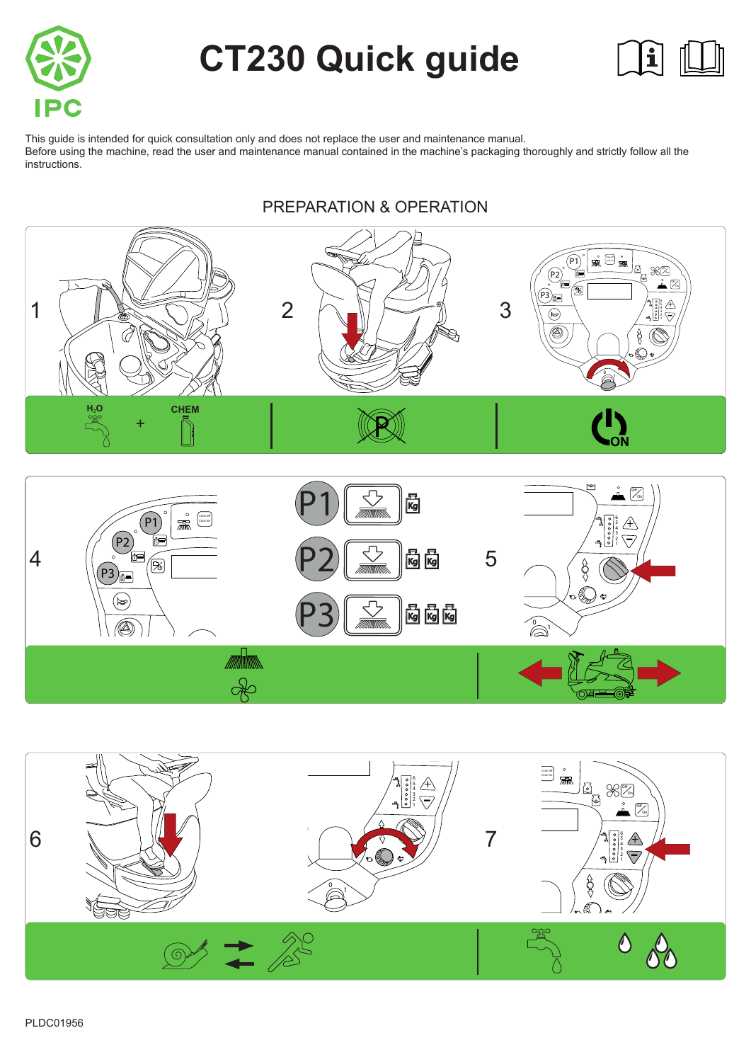# CT230 Quick guide

This guide is intended for quick consultation only and does not replace the user and maintenance manual.
Before using the machine, read the user and maintenance manual contained in the machine's packaging thoroughly and strictly follow all the instructions.

## PREPARATION & OPERATION

1

$H_2O$ + CHEM

2

3

ON

4

P1 — Kg

P2 — Kg Kg

P3 — Kg Kg Kg

5

6

7

PLDC01956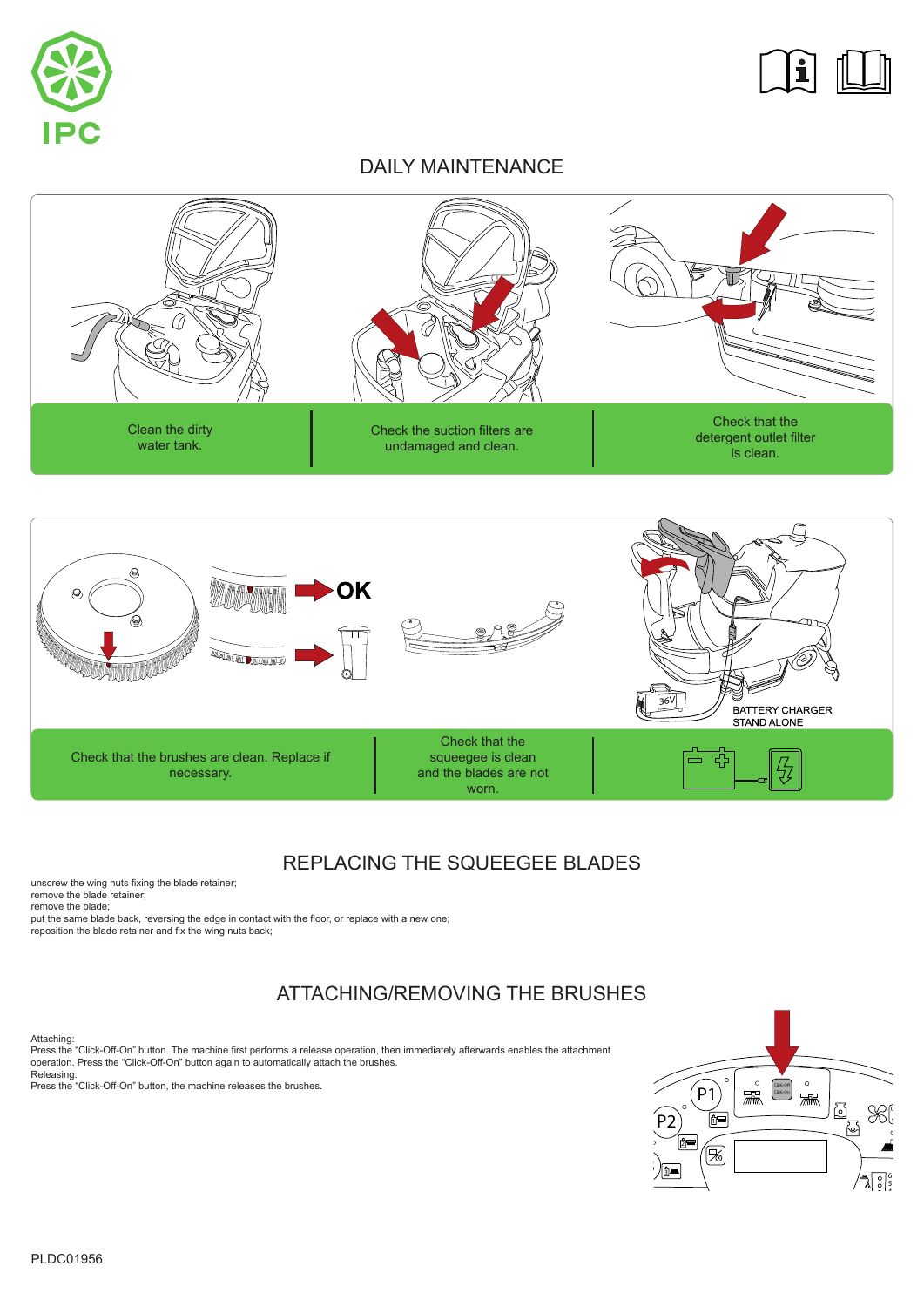# DAILY MAINTENANCE

Clean the dirty water tank.

Check the suction filters are undamaged and clean.

Check that the detergent outlet filter is clean.

OK

BATTERY CHARGER
STAND ALONE

36V

Check that the brushes are clean. Replace if necessary.

Check that the squeegee is clean and the blades are not worn.

## REPLACING THE SQUEEGEE BLADES

unscrew the wing nuts fixing the blade retainer;
remove the blade retainer;
remove the blade;
put the same blade back, reversing the edge in contact with the floor, or replace with a new one;
reposition the blade retainer and fix the wing nuts back;

## ATTACHING/REMOVING THE BRUSHES

Attaching:
Press the "Click-Off-On" button. The machine first performs a release operation, then immediately afterwards enables the attachment operation. Press the "Click-Off-On" button again to automatically attach the brushes.
Releasing:
Press the "Click-Off-On" button, the machine releases the brushes.

P1

P2

PLDC01956